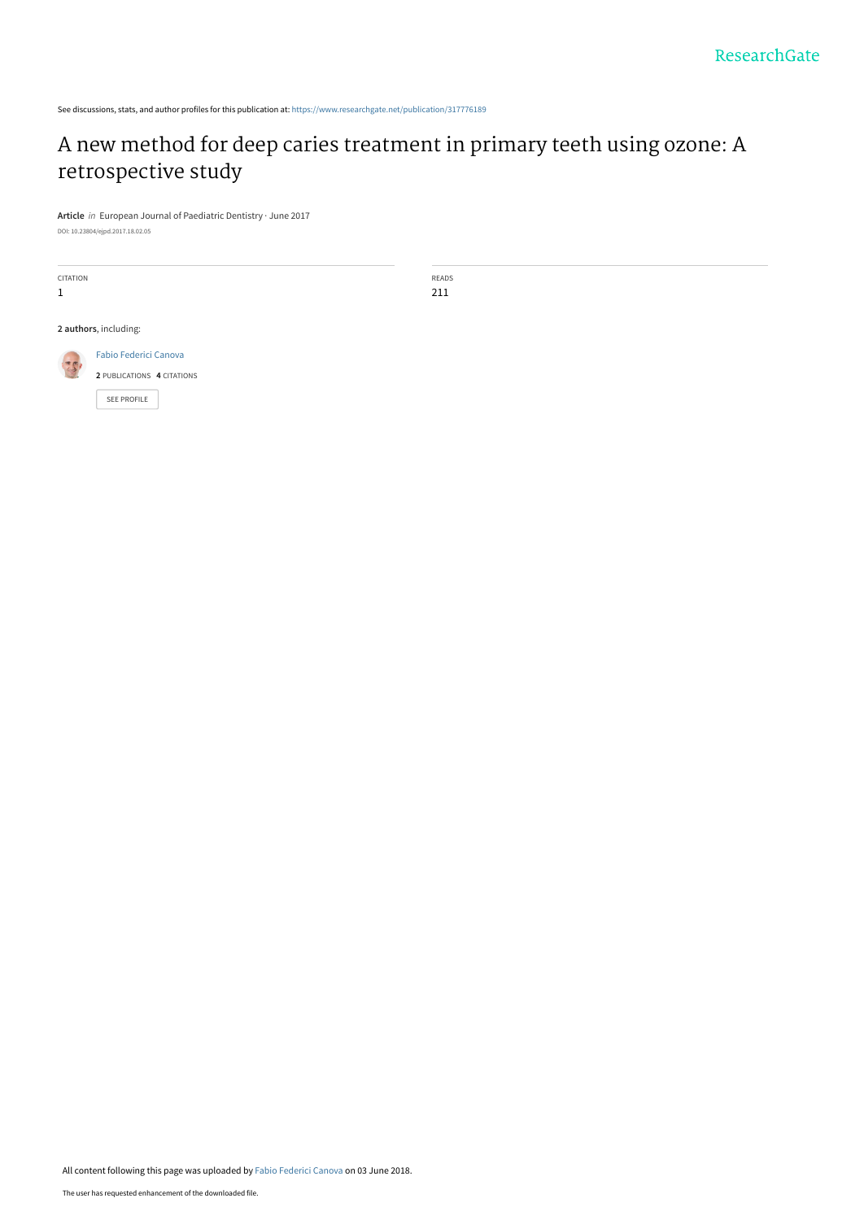See discussions, stats, and author profiles for this publication at: https://www.researchgate.net/publication/317776189

# A new method for deep caries treatment in primary teeth using ozone: A retrospective study

**Article** *in* European Journal of Paediatric Dentistry · June 2017

DOI: 10.23804/ejpd.2017.18.02.05

CITATION
1

READS
211

**2 authors**, including:

Fabio Federici Canova

**2** PUBLICATIONS **4** CITATIONS

SEE PROFILE

All content following this page was uploaded by Fabio Federici Canova on 03 June 2018.

The user has requested enhancement of the downloaded file.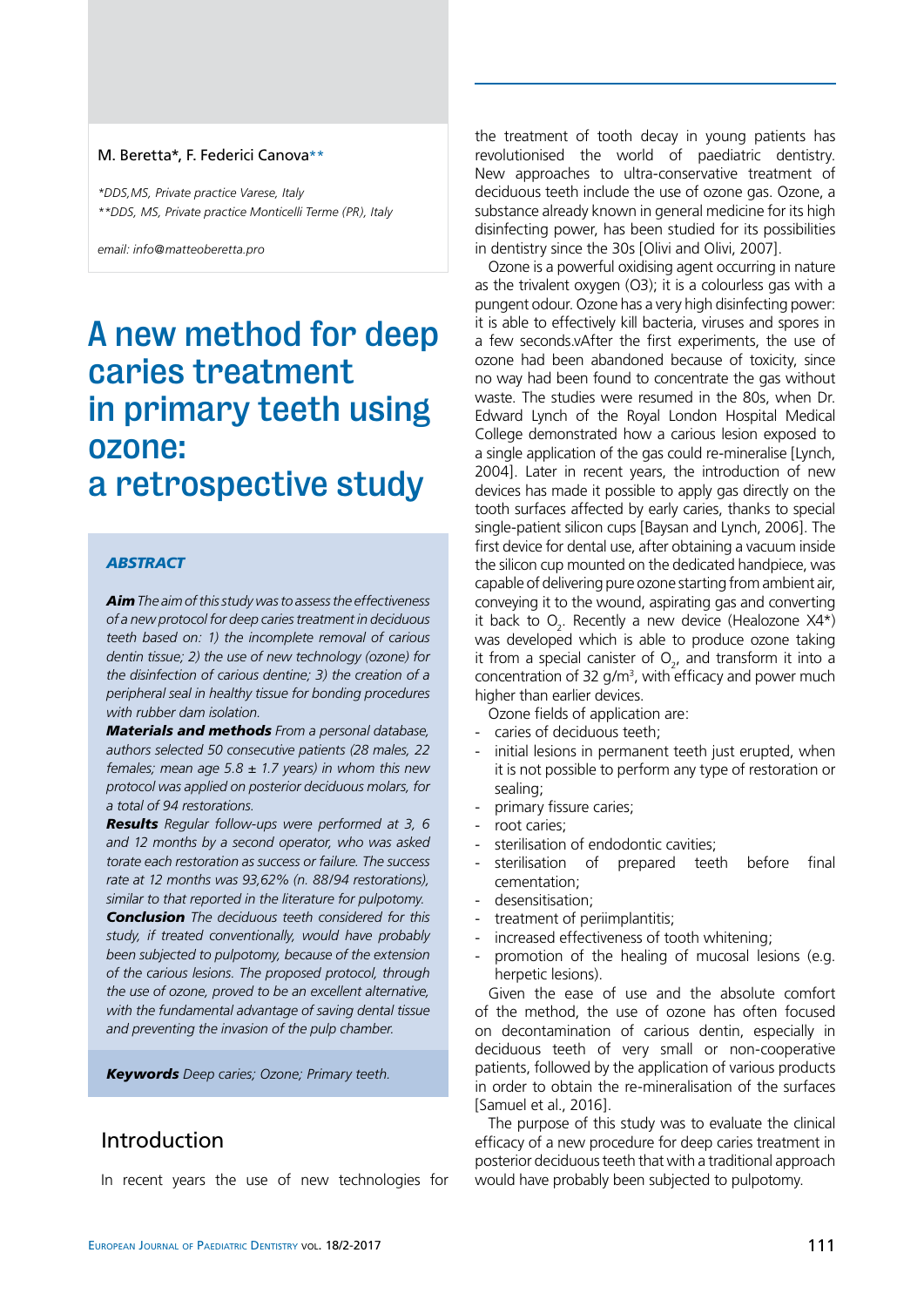M. Beretta*, F. Federici Canova**

*DDS,MS, Private practice Varese, Italy
**DDS, MS, Private practice Monticelli Terme (PR), Italy

email: info@matteoberetta.pro

# A new method for deep caries treatment in primary teeth using ozone: a retrospective study

### *ABSTRACT*

***Aim*** *The aim of this study was to assess the effectiveness of a new protocol for deep caries treatment in deciduous teeth based on: 1) the incomplete removal of carious dentin tissue; 2) the use of new technology (ozone) for the disinfection of carious dentine; 3) the creation of a peripheral seal in healthy tissue for bonding procedures with rubber dam isolation.*

***Materials and methods*** *From a personal database, authors selected 50 consecutive patients (28 males, 22 females; mean age 5.8 ± 1.7 years) in whom this new protocol was applied on posterior deciduous molars, for a total of 94 restorations.*

***Results*** *Regular follow-ups were performed at 3, 6 and 12 months by a second operator, who was asked torate each restoration as success or failure. The success rate at 12 months was 93,62% (n. 88/94 restorations), similar to that reported in the literature for pulpotomy.*

***Conclusion*** *The deciduous teeth considered for this study, if treated conventionally, would have probably been subjected to pulpotomy, because of the extension of the carious lesions. The proposed protocol, through the use of ozone, proved to be an excellent alternative, with the fundamental advantage of saving dental tissue and preventing the invasion of the pulp chamber.*

***Keywords*** *Deep caries; Ozone; Primary teeth.*

## Introduction

In recent years the use of new technologies for the treatment of tooth decay in young patients has revolutionised the world of paediatric dentistry. New approaches to ultra-conservative treatment of deciduous teeth include the use of ozone gas. Ozone, a substance already known in general medicine for its high disinfecting power, has been studied for its possibilities in dentistry since the 30s [Olivi and Olivi, 2007].

Ozone is a powerful oxidising agent occurring in nature as the trivalent oxygen (O3); it is a colourless gas with a pungent odour. Ozone has a very high disinfecting power: it is able to effectively kill bacteria, viruses and spores in a few seconds.vAfter the first experiments, the use of ozone had been abandoned because of toxicity, since no way had been found to concentrate the gas without waste. The studies were resumed in the 80s, when Dr. Edward Lynch of the Royal London Hospital Medical College demonstrated how a carious lesion exposed to a single application of the gas could re-mineralise [Lynch, 2004]. Later in recent years, the introduction of new devices has made it possible to apply gas directly on the tooth surfaces affected by early caries, thanks to special single-patient silicon cups [Baysan and Lynch, 2006]. The first device for dental use, after obtaining a vacuum inside the silicon cup mounted on the dedicated handpiece, was capable of delivering pure ozone starting from ambient air, conveying it to the wound, aspirating gas and converting it back to $O_2$. Recently a new device (Healozone X4*) was developed which is able to produce ozone taking it from a special canister of $O_2$, and transform it into a concentration of 32 g/m$^3$, with efficacy and power much higher than earlier devices.

Ozone fields of application are:

- caries of deciduous teeth;
- initial lesions in permanent teeth just erupted, when it is not possible to perform any type of restoration or sealing;
- primary fissure caries;
- root caries;
- sterilisation of endodontic cavities;
- sterilisation of prepared teeth before final cementation;
- desensitisation;
- treatment of periimplantitis;
- increased effectiveness of tooth whitening;
- promotion of the healing of mucosal lesions (e.g. herpetic lesions).

Given the ease of use and the absolute comfort of the method, the use of ozone has often focused on decontamination of carious dentin, especially in deciduous teeth of very small or non-cooperative patients, followed by the application of various products in order to obtain the re-mineralisation of the surfaces [Samuel et al., 2016].

The purpose of this study was to evaluate the clinical efficacy of a new procedure for deep caries treatment in posterior deciduous teeth that with a traditional approach would have probably been subjected to pulpotomy.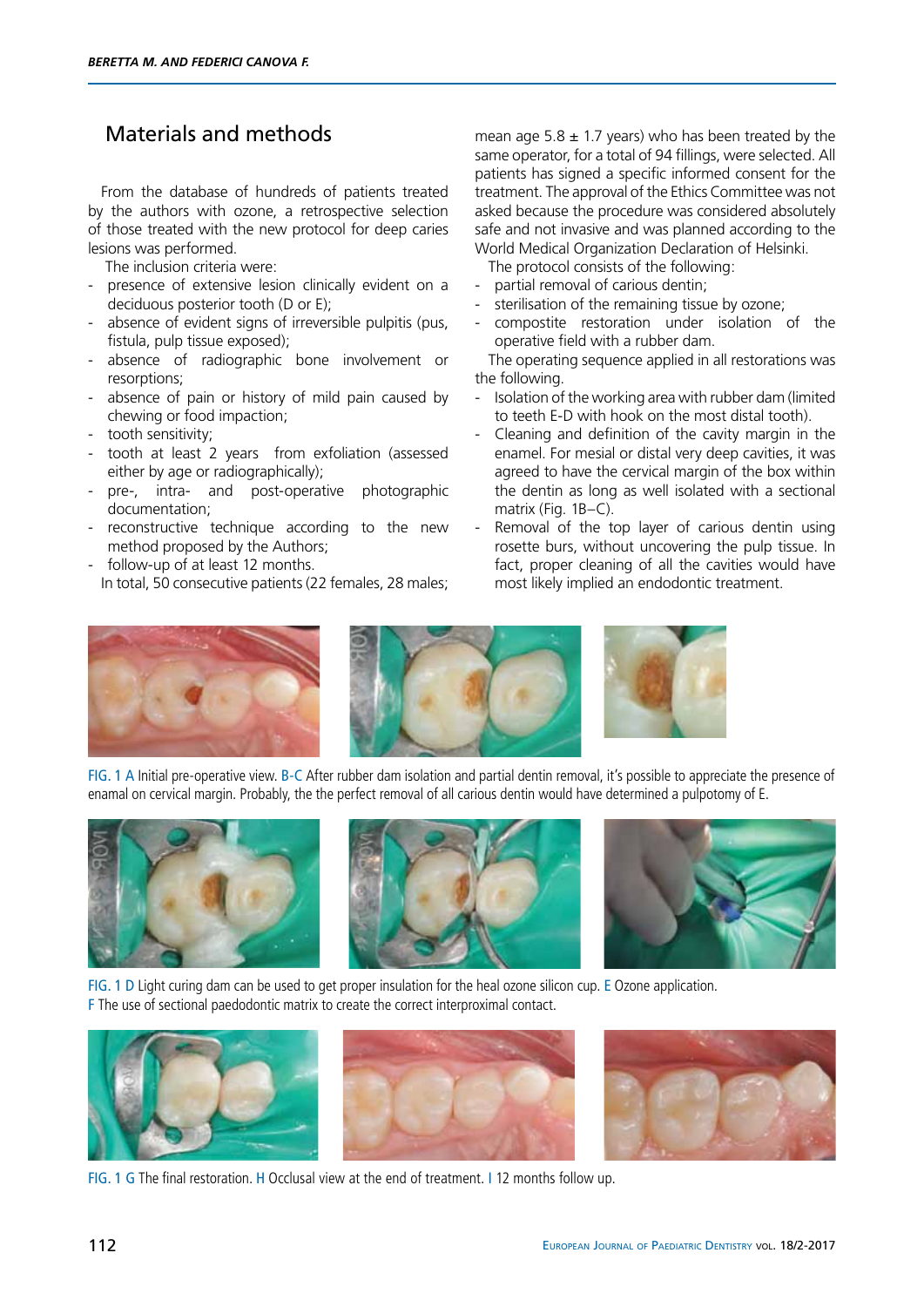## Materials and methods

From the database of hundreds of patients treated by the authors with ozone, a retrospective selection of those treated with the new protocol for deep caries lesions was performed.

The inclusion criteria were:

- presence of extensive lesion clinically evident on a deciduous posterior tooth (D or E);
- absence of evident signs of irreversible pulpitis (pus, fistula, pulp tissue exposed);
- absence of radiographic bone involvement or resorptions;
- absence of pain or history of mild pain caused by chewing or food impaction;
- tooth sensitivity;
- tooth at least 2 years from exfoliation (assessed either by age or radiographically);
- pre-, intra- and post-operative photographic documentation;
- reconstructive technique according to the new method proposed by the Authors;
- follow-up of at least 12 months.

In total, 50 consecutive patients (22 females, 28 males; mean age 5.8 ± 1.7 years) who has been treated by the same operator, for a total of 94 fillings, were selected. All patients has signed a specific informed consent for the treatment. The approval of the Ethics Committee was not asked because the procedure was considered absolutely safe and not invasive and was planned according to the World Medical Organization Declaration of Helsinki.

The protocol consists of the following:

- partial removal of carious dentin;
- sterilisation of the remaining tissue by ozone;
- compostite restoration under isolation of the operative field with a rubber dam.

The operating sequence applied in all restorations was the following.

- Isolation of the working area with rubber dam (limited to teeth E-D with hook on the most distal tooth).
- Cleaning and definition of the cavity margin in the enamel. For mesial or distal very deep cavities, it was agreed to have the cervical margin of the box within the dentin as long as well isolated with a sectional matrix (Fig. 1B–C).
- Removal of the top layer of carious dentin using rosette burs, without uncovering the pulp tissue. In fact, proper cleaning of all the cavities would have most likely implied an endodontic treatment.

FIG. 1 A Initial pre-operative view. B-C After rubber dam isolation and partial dentin removal, it's possible to appreciate the presence of enamal on cervical margin. Probably, the the perfect removal of all carious dentin would have determined a pulpotomy of E.

FIG. 1 D Light curing dam can be used to get proper insulation for the heal ozone silicon cup. E Ozone application. F The use of sectional paedodontic matrix to create the correct interproximal contact.

FIG. 1 G The final restoration. H Occlusal view at the end of treatment. I 12 months follow up.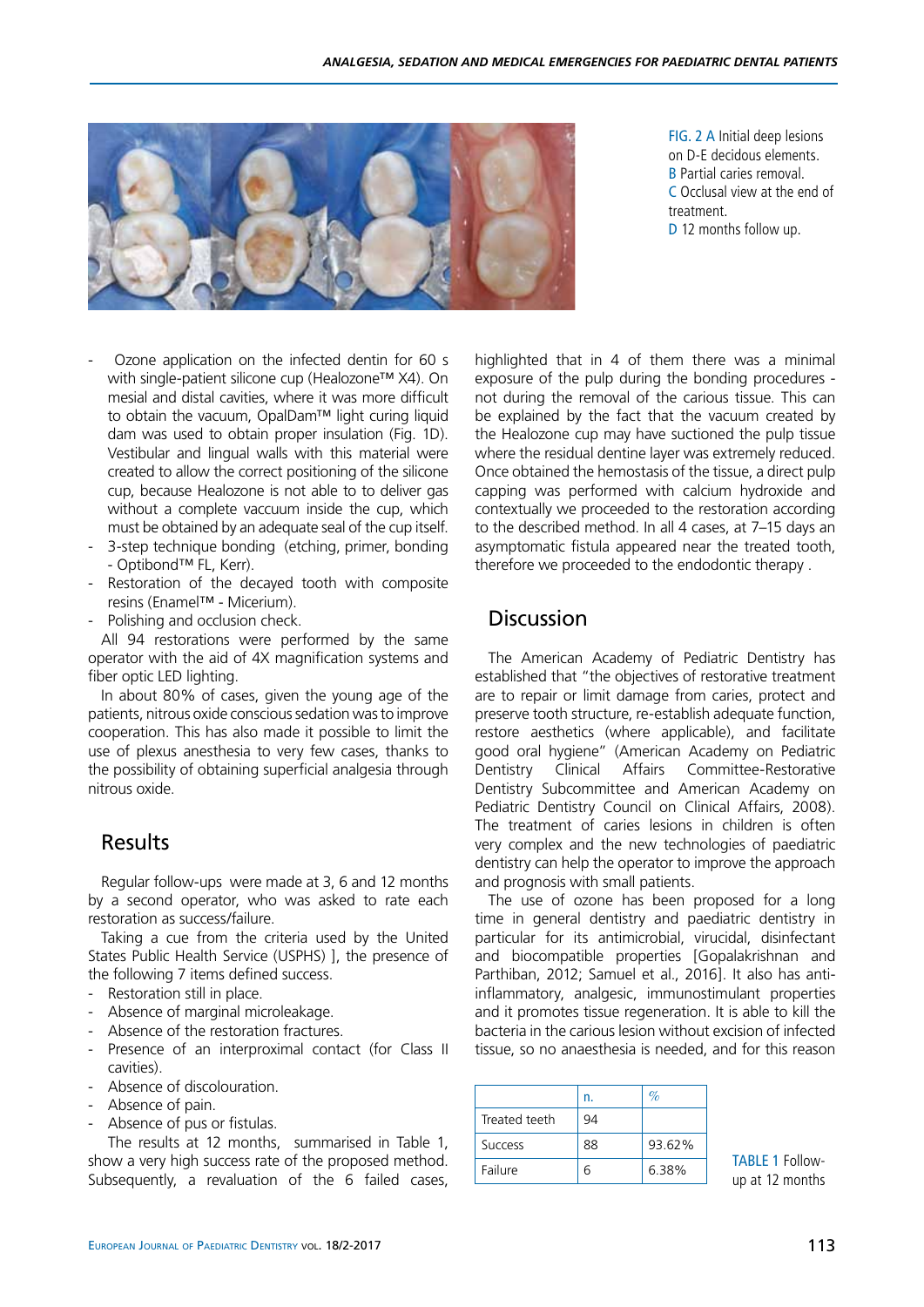FIG. 2 A Initial deep lesions on D-E decidous elements.
B Partial caries removal.
C Occlusal view at the end of treatment.
D 12 months follow up.

- Ozone application on the infected dentin for 60 s with single-patient silicone cup (Healozone™ X4). On mesial and distal cavities, where it was more difficult to obtain the vacuum, OpalDam™ light curing liquid dam was used to obtain proper insulation (Fig. 1D). Vestibular and lingual walls with this material were created to allow the correct positioning of the silicone cup, because Healozone is not able to to deliver gas without a complete vaccuum inside the cup, which must be obtained by an adequate seal of the cup itself.
- 3-step technique bonding (etching, primer, bonding - Optibond™ FL, Kerr).
- Restoration of the decayed tooth with composite resins (Enamel™ - Micerium).
- Polishing and occlusion check.

All 94 restorations were performed by the same operator with the aid of 4X magnification systems and fiber optic LED lighting.

In about 80% of cases, given the young age of the patients, nitrous oxide conscious sedation was to improve cooperation. This has also made it possible to limit the use of plexus anesthesia to very few cases, thanks to the possibility of obtaining superficial analgesia through nitrous oxide.

## Results

Regular follow-ups were made at 3, 6 and 12 months by a second operator, who was asked to rate each restoration as success/failure.

Taking a cue from the criteria used by the United States Public Health Service (USPHS) ], the presence of the following 7 items defined success.

- Restoration still in place.
- Absence of marginal microleakage.
- Absence of the restoration fractures.
- Presence of an interproximal contact (for Class II cavities).
- Absence of discolouration.
- Absence of pain.
- Absence of pus or fistulas.

The results at 12 months, summarised in Table 1, show a very high success rate of the proposed method. Subsequently, a revaluation of the 6 failed cases, highlighted that in 4 of them there was a minimal exposure of the pulp during the bonding procedures - not during the removal of the carious tissue. This can be explained by the fact that the vacuum created by the Healozone cup may have suctioned the pulp tissue where the residual dentine layer was extremely reduced. Once obtained the hemostasis of the tissue, a direct pulp capping was performed with calcium hydroxide and contextually we proceeded to the restoration according to the described method. In all 4 cases, at 7–15 days an asymptomatic fistula appeared near the treated tooth, therefore we proceeded to the endodontic therapy .

## Discussion

The American Academy of Pediatric Dentistry has established that "the objectives of restorative treatment are to repair or limit damage from caries, protect and preserve tooth structure, re-establish adequate function, restore aesthetics (where applicable), and facilitate good oral hygiene" (American Academy on Pediatric Dentistry Clinical Affairs Committee-Restorative Dentistry Subcommittee and American Academy on Pediatric Dentistry Council on Clinical Affairs, 2008). The treatment of caries lesions in children is often very complex and the new technologies of paediatric dentistry can help the operator to improve the approach and prognosis with small patients.

The use of ozone has been proposed for a long time in general dentistry and paediatric dentistry in particular for its antimicrobial, virucidal, disinfectant and biocompatible properties [Gopalakrishnan and Parthiban, 2012; Samuel et al., 2016]. It also has anti-inflammatory, analgesic, immunostimulant properties and it promotes tissue regeneration. It is able to kill the bacteria in the carious lesion without excision of infected tissue, so no anaesthesia is needed, and for this reason

| | n. | % |
|---|---|---|
| Treated teeth | 94 | |
| Success | 88 | 93.62% |
| Failure | 6 | 6.38% |

TABLE 1 Follow-up at 12 months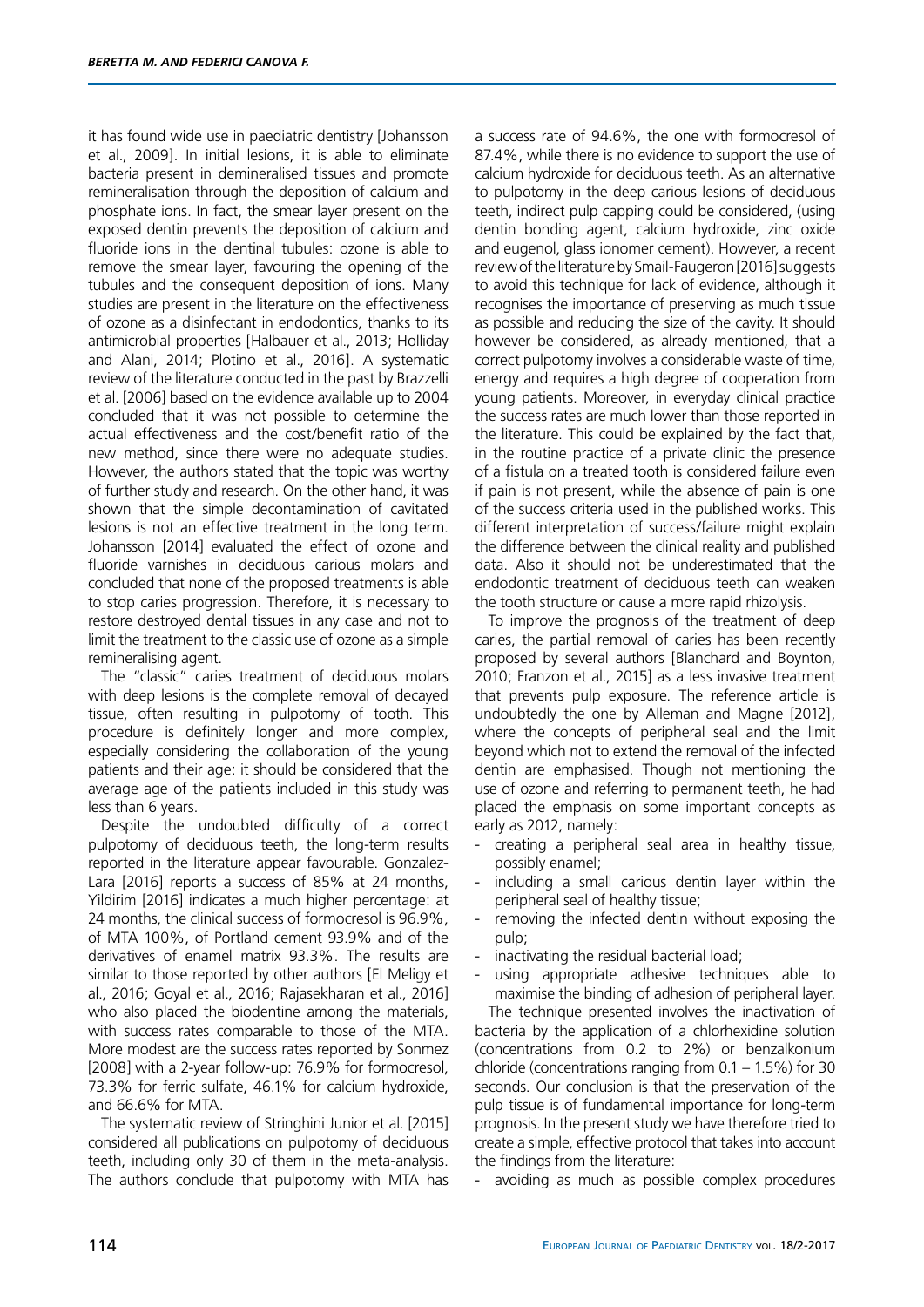it has found wide use in paediatric dentistry [Johansson et al., 2009]. In initial lesions, it is able to eliminate bacteria present in demineralised tissues and promote remineralisation through the deposition of calcium and phosphate ions. In fact, the smear layer present on the exposed dentin prevents the deposition of calcium and fluoride ions in the dentinal tubules: ozone is able to remove the smear layer, favouring the opening of the tubules and the consequent deposition of ions. Many studies are present in the literature on the effectiveness of ozone as a disinfectant in endodontics, thanks to its antimicrobial properties [Halbauer et al., 2013; Holliday and Alani, 2014; Plotino et al., 2016]. A systematic review of the literature conducted in the past by Brazzelli et al. [2006] based on the evidence available up to 2004 concluded that it was not possible to determine the actual effectiveness and the cost/benefit ratio of the new method, since there were no adequate studies. However, the authors stated that the topic was worthy of further study and research. On the other hand, it was shown that the simple decontamination of cavitated lesions is not an effective treatment in the long term. Johansson [2014] evaluated the effect of ozone and fluoride varnishes in deciduous carious molars and concluded that none of the proposed treatments is able to stop caries progression. Therefore, it is necessary to restore destroyed dental tissues in any case and not to limit the treatment to the classic use of ozone as a simple remineralising agent.

The "classic" caries treatment of deciduous molars with deep lesions is the complete removal of decayed tissue, often resulting in pulpotomy of tooth. This procedure is definitely longer and more complex, especially considering the collaboration of the young patients and their age: it should be considered that the average age of the patients included in this study was less than 6 years.

Despite the undoubted difficulty of a correct pulpotomy of deciduous teeth, the long-term results reported in the literature appear favourable. Gonzalez-Lara [2016] reports a success of 85% at 24 months, Yildirim [2016] indicates a much higher percentage: at 24 months, the clinical success of formocresol is 96.9%, of MTA 100%, of Portland cement 93.9% and of the derivatives of enamel matrix 93.3%. The results are similar to those reported by other authors [El Meligy et al., 2016; Goyal et al., 2016; Rajasekharan et al., 2016] who also placed the biodentine among the materials, with success rates comparable to those of the MTA. More modest are the success rates reported by Sonmez [2008] with a 2-year follow-up: 76.9% for formocresol, 73.3% for ferric sulfate, 46.1% for calcium hydroxide, and 66.6% for MTA.

The systematic review of Stringhini Junior et al. [2015] considered all publications on pulpotomy of deciduous teeth, including only 30 of them in the meta-analysis. The authors conclude that pulpotomy with MTA has a success rate of 94.6%, the one with formocresol of 87.4%, while there is no evidence to support the use of calcium hydroxide for deciduous teeth. As an alternative to pulpotomy in the deep carious lesions of deciduous teeth, indirect pulp capping could be considered, (using dentin bonding agent, calcium hydroxide, zinc oxide and eugenol, glass ionomer cement). However, a recent review of the literature by Smail-Faugeron [2016] suggests to avoid this technique for lack of evidence, although it recognises the importance of preserving as much tissue as possible and reducing the size of the cavity. It should however be considered, as already mentioned, that a correct pulpotomy involves a considerable waste of time, energy and requires a high degree of cooperation from young patients. Moreover, in everyday clinical practice the success rates are much lower than those reported in the literature. This could be explained by the fact that, in the routine practice of a private clinic the presence of a fistula on a treated tooth is considered failure even if pain is not present, while the absence of pain is one of the success criteria used in the published works. This different interpretation of success/failure might explain the difference between the clinical reality and published data. Also it should not be underestimated that the endodontic treatment of deciduous teeth can weaken the tooth structure or cause a more rapid rhizolysis.

To improve the prognosis of the treatment of deep caries, the partial removal of caries has been recently proposed by several authors [Blanchard and Boynton, 2010; Franzon et al., 2015] as a less invasive treatment that prevents pulp exposure. The reference article is undoubtedly the one by Alleman and Magne [2012], where the concepts of peripheral seal and the limit beyond which not to extend the removal of the infected dentin are emphasised. Though not mentioning the use of ozone and referring to permanent teeth, he had placed the emphasis on some important concepts as early as 2012, namely:

- creating a peripheral seal area in healthy tissue, possibly enamel;
- including a small carious dentin layer within the peripheral seal of healthy tissue;
- removing the infected dentin without exposing the pulp;
- inactivating the residual bacterial load;
- using appropriate adhesive techniques able to maximise the binding of adhesion of peripheral layer.

The technique presented involves the inactivation of bacteria by the application of a chlorhexidine solution (concentrations from 0.2 to 2%) or benzalkonium chloride (concentrations ranging from 0.1 – 1.5%) for 30 seconds. Our conclusion is that the preservation of the pulp tissue is of fundamental importance for long-term prognosis. In the present study we have therefore tried to create a simple, effective protocol that takes into account the findings from the literature:

- avoiding as much as possible complex procedures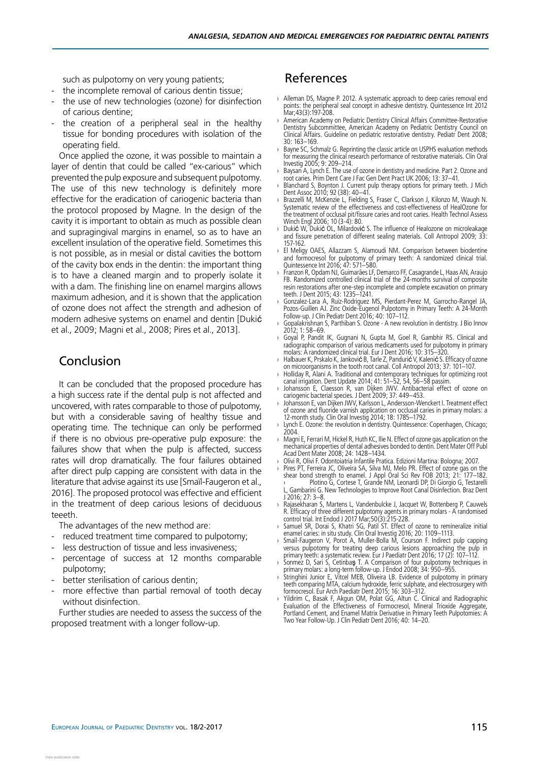such as pulpotomy on very young patients;

- the incomplete removal of carious dentin tissue;
- the use of new technologies (ozone) for disinfection of carious dentine;
- the creation of a peripheral seal in the healthy tissue for bonding procedures with isolation of the operating field.

Once applied the ozone, it was possible to maintain a layer of dentin that could be called "ex-carious" which prevented the pulp exposure and subsequent pulpotomy. The use of this new technology is definitely more effective for the eradication of cariogenic bacteria than the protocol proposed by Magne. In the design of the cavity it is important to obtain as much as possible clean and supragingival margins in enamel, so as to have an excellent insulation of the operative field. Sometimes this is not possible, as in mesial or distal cavities the bottom of the cavity box ends in the dentin: the important thing is to have a cleaned margin and to properly isolate it with a dam. The finishing line on enamel margins allows maximum adhesion, and it is shown that the application of ozone does not affect the strength and adhesion of modern adhesive systems on enamel and dentin [Dukić et al., 2009; Magni et al., 2008; Pires et al., 2013].

## Conclusion

It can be concluded that the proposed procedure has a high success rate if the dental pulp is not affected and uncovered, with rates comparable to those of pulpotomy, but with a considerable saving of healthy tissue and operating time. The technique can only be performed if there is no obvious pre-operative pulp exposure: the failures show that when the pulp is affected, success rates will drop dramatically. The four failures obtained after direct pulp capping are consistent with data in the literature that advise against its use [Smaïl-Faugeron et al., 2016]. The proposed protocol was effective and efficient in the treatment of deep carious lesions of deciduous teeeth.

The advantages of the new method are:

- reduced treatment time compared to pulpotomy;
- less destruction of tissue and less invasiveness;
- percentage of success at 12 months comparable pulpotomy;
- better sterilisation of carious dentin;
- more effective than partial removal of tooth decay without disinfection.

Further studies are needed to assess the success of the proposed treatment with a longer follow-up.

## References

- Alleman DS, Magne P. 2012. A systematic approach to deep caries removal end points: the peripheral seal concept in adhesive dentistry. Quintessence Int 2012 Mar;43(3):197-208.
- American Academy on Pediatric Dentistry Clinical Affairs Committee-Restorative Dentistry Subcommittee, American Academy on Pediatric Dentistry Council on Clinical Affairs. Guideline on pediatric restorative dentistry. Pediatr Dent 2008; 30: 163–169.
- Bayne SC, Schmalz G. Reprinting the classic article on USPHS evaluation methods for measuring the clinical research performance of restorative materials. Clin Oral Investig 2005; 9: 209–214.
- Baysan A, Lynch E. The use of ozone in dentistry and medicine. Part 2. Ozone and root caries. Prim Dent Care J Fac Gen Dent Pract UK 2006; 13: 37–41.
- Blanchard S, Boynton J. Current pulp therapy options for primary teeth. J Mich Dent Assoc 2010; 92 (38): 40–41.
- Brazzelli M, McKenzie L, Fielding S, Fraser C, Clarkson J, Kilonzo M, Waugh N. Systematic review of the effectiveness and cost-effectiveness of HealOzone for the treatment of occlusal pit/fissure caries and root caries. Health Technol Assess Winch Engl 2006; 10 (3-4): 80.
- Dukić W, Dukić OL, Milardović S. The influence of Healozone on microleakage and fissure penetration of different sealing materials. Coll Antropol 2009; 33: 157-162.
- El Meligy OAES, Allazzam S, Alamoudi NM. Comparison between biodentine and formocresol for pulpotomy of primary teeth: A randomized clinical trial. Quintessence Int 2016; 47: 571–580.
- Franzon R, Opdam NJ, Guimarães LF, Demarco FF, Casagrande L, Haas AN, Araujo FB. Randomized controlled clinical trial of the 24-months survival of composite resin restorations after one-step incomplete and complete excavation on primary teeth. J Dent 2015; 43: 1235–1241.
- Gonzalez-Lara A, Ruiz-Rodriguez MS, Pierdant-Perez M, Garrocho-Rangel JA, Pozos-Guillen AJ. Zinc Oxide-Eugenol Pulpotomy in Primary Teeth: A 24-Month Follow-up. J Clin Pediatr Dent 2016; 40: 107–112.
- Gopalakrishnan S, Parthiban S. Ozone - A new revolution in dentistry. J Bio Innov 2012; 1: 58–69.
- Goyal P, Pandit IK, Gugnani N, Gupta M, Goel R, Gambhir RS. Clinical and radiographic comparison of various medicaments used for pulpotomy in primary molars: A randomized clinical trial. Eur J Dent 2016; 10: 315–320.
- Halbauer K, Prskalo K, Janković B, Tarle Z, Pandurić V, Kalenić S. Efficacy of ozone on microorganisms in the tooth root canal. Coll Antropol 2013; 37: 101–107.
- Holliday R, Alani A. Traditional and contemporary techniques for optimizing root canal irrigation. Dent Update 2014; 41: 51–52, 54, 56–58 passim.
- Johansson E, Claesson R, van Dijken JWV. Antibacterial effect of ozone on cariogenic bacterial species. J Dent 2009; 37: 449–453.
- Johansson E, van Dijken JWV, Karlsson L, Andersson-Wenckert I. Treatment effect of ozone and fluoride varnish application on occlusal caries in primary molars: a 12-month study. Clin Oral Investig 2014; 18: 1785–1792.
- Lynch E. Ozone: the revolution in dentistry. Quintessence: Copenhagen, Chicago; 2004.
- Magni E, Ferrari M, Hickel R, Huth KC, Ilie N. Effect of ozone gas application on the mechanical properties of dental adhesives bonded to dentin. Dent Mater Off Publ Acad Dent Mater 2008; 24: 1428–1434.
- Olivi R, Olivi F. Odontoiatria Infantile Pratica. Edizioni Martina: Bologna; 2007.
- Pires PT, Ferreira JC, Oliveira SA, Silva MJ, Melo PR. Effect of ozone gas on the shear bond strength to enamel. J Appl Oral Sci Rev FOB 2013; 21: 177–182.
- Plotino G, Cortese T, Grande NM, Leonardi DP, Di Giorgio G, Testarelli L, Gambarini G. New Technologies to Improve Root Canal Disinfection. Braz Dent J 2016; 27: 3–8.
- Rajasekharan S, Martens L, Vandenbulcke J, Jacquet W, Bottenberg P, Cauwels R. Efficacy of three different pulpotomy agents in primary molars - A randomised control trial. Int Endod J 2017 Mar;50(3):215-228.
- Samuel SR, Dorai S, Khatri SG, Patil ST. Effect of ozone to remineralize initial enamel caries: in situ study. Clin Oral Investig 2016; 20: 1109–1113.
- Smaïl-Faugeron V, Porot A, Muller-Bolla M, Courson F. Indirect pulp capping versus pulpotomy for treating deep carious lesions approaching the pulp in primary teeth: a systematic review. Eur J Paediatr Dent 2016; 17 (2): 107–112.
- Sonmez D, Sari S, Cetinbaş T. A Comparison of four pulpotomy techniques in primary molars: a long-term follow-up. J Endod 2008; 34: 950–955.
- Stringhini Junior E, Vitcel MEB, Oliveira LB. Evidence of pulpotomy in primary teeth comparing MTA, calcium hydroxide, ferric sulphate, and electrosurgery with formocresol. Eur Arch Paediatr Dent 2015; 16: 303–312.
- Yildirim C, Basak F, Akgun OM, Polat GG, Altun C. Clinical and Radiographic Evaluation of the Effectiveness of Formocresol, Mineral Trioxide Aggregate, Portland Cement, and Enamel Matrix Derivative in Primary Teeth Pulpotomies: A Two Year Follow-Up. J Clin Pediatr Dent 2016; 40: 14–20.